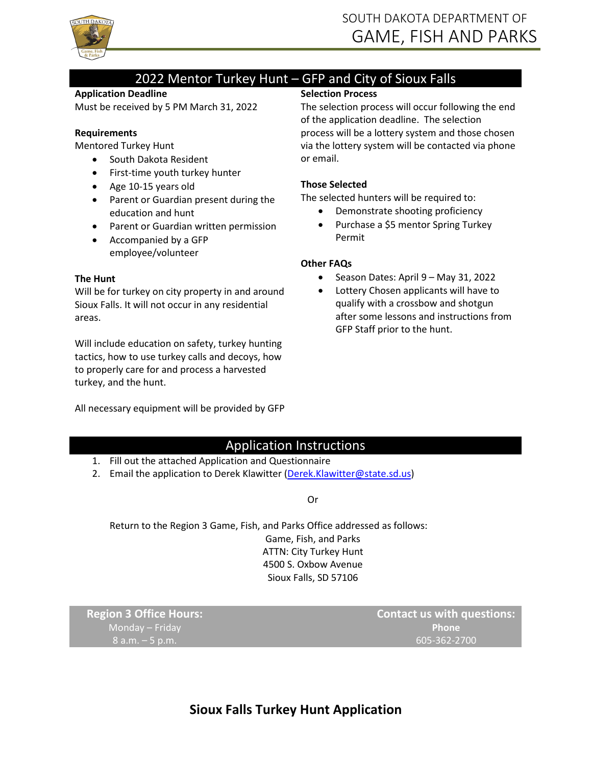SOUTH DAKOTA DEPARTMENT OF
# GAME, FISH AND PARKS

## 2022 Mentor Turkey Hunt – GFP and City of Sioux Falls

**Application Deadline**

Must be received by 5 PM March 31, 2022

**Requirements**

Mentored Turkey Hunt

- South Dakota Resident
- First-time youth turkey hunter
- Age 10-15 years old
- Parent or Guardian present during the education and hunt
- Parent or Guardian written permission
- Accompanied by a GFP employee/volunteer

**The Hunt**

Will be for turkey on city property in and around Sioux Falls. It will not occur in any residential areas.

Will include education on safety, turkey hunting tactics, how to use turkey calls and decoys, how to properly care for and process a harvested turkey, and the hunt.

All necessary equipment will be provided by GFP

**Selection Process**

The selection process will occur following the end of the application deadline. The selection process will be a lottery system and those chosen via the lottery system will be contacted via phone or email.

**Those Selected**

The selected hunters will be required to:

- Demonstrate shooting proficiency
- Purchase a $5 mentor Spring Turkey Permit

**Other FAQs**

- Season Dates: April 9 – May 31, 2022
- Lottery Chosen applicants will have to qualify with a crossbow and shotgun after some lessons and instructions from GFP Staff prior to the hunt.

## Application Instructions

1. Fill out the attached Application and Questionnaire
2. Email the application to Derek Klawitter (Derek.Klawitter@state.sd.us)

Or

Return to the Region 3 Game, Fish, and Parks Office addressed as follows:

Game, Fish, and Parks
ATTN: City Turkey Hunt
4500 S. Oxbow Avenue
Sioux Falls, SD 57106

**Region 3 Office Hours:**
Monday – Friday
8 a.m. – 5 p.m.

**Contact us with questions:**
**Phone**
605-362-2700

## Sioux Falls Turkey Hunt Application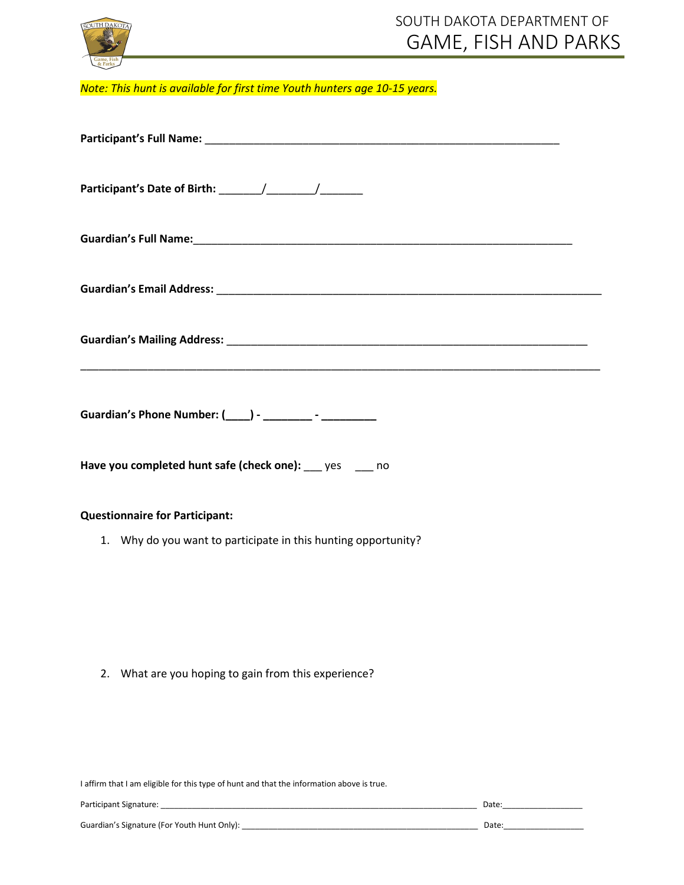SOUTH DAKOTA DEPARTMENT OF
# GAME, FISH AND PARKS

*Note: This hunt is available for first time Youth hunters age 10-15 years.*

**Participant's Full Name:** ____________________________________________________________

**Participant's Date of Birth:** _______/________/_______

**Guardian's Full Name:**_________________________________________________________________

**Guardian's Email Address:** __________________________________________________________________

**Guardian's Mailing Address:** _____________________________________________________________

______________________________________________________________________________________

**Guardian's Phone Number: (____) - ________ - _________**

**Have you completed hunt safe (check one):** ___ yes ___ no

**Questionnaire for Participant:**

1. Why do you want to participate in this hunting opportunity?

2. What are you hoping to gain from this experience?

I affirm that I am eligible for this type of hunt and that the information above is true.

Participant Signature: _______________________________________________________________ Date:_________________

Guardian's Signature (For Youth Hunt Only): ____________________________________________________ Date:_________________